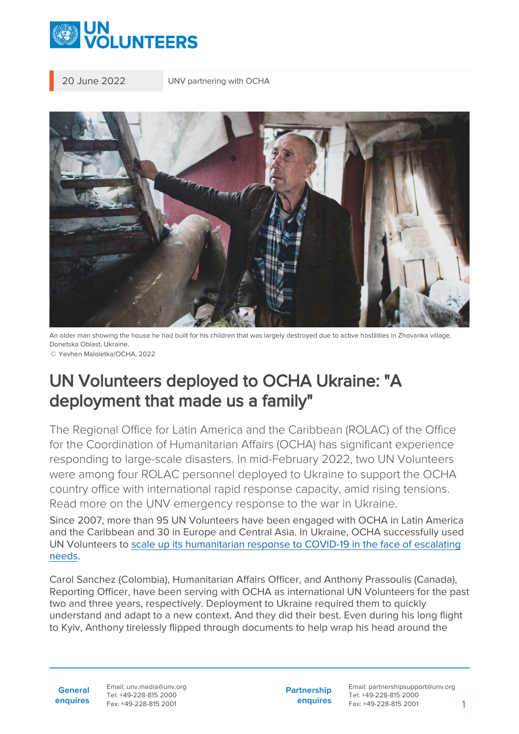20 June 2022 | UNV partnering with OCHA

An older man showing the house he had built for his children that was largely destroyed due to active hostilities in Zhovanka village, Donetska Oblast, Ukraine.
© Yevhen Maloletka/OCHA, 2022

# UN Volunteers deployed to OCHA Ukraine: "A deployment that made us a family"

The Regional Office for Latin America and the Caribbean (ROLAC) of the Office for the Coordination of Humanitarian Affairs (OCHA) has significant experience responding to large-scale disasters. In mid-February 2022, two UN Volunteers were among four ROLAC personnel deployed to Ukraine to support the OCHA country office with international rapid response capacity, amid rising tensions. Read more on the UNV emergency response to the war in Ukraine.

Since 2007, more than 95 UN Volunteers have been engaged with OCHA in Latin America and the Caribbean and 30 in Europe and Central Asia. In Ukraine, OCHA successfully used UN Volunteers to scale up its humanitarian response to COVID-19 in the face of escalating needs.

Carol Sanchez (Colombia), Humanitarian Affairs Officer, and Anthony Prassoulis (Canada), Reporting Officer, have been serving with OCHA as international UN Volunteers for the past two and three years, respectively. Deployment to Ukraine required them to quickly understand and adapt to a new context. And they did their best. Even during his long flight to Kyiv, Anthony tirelessly flipped through documents to help wrap his head around the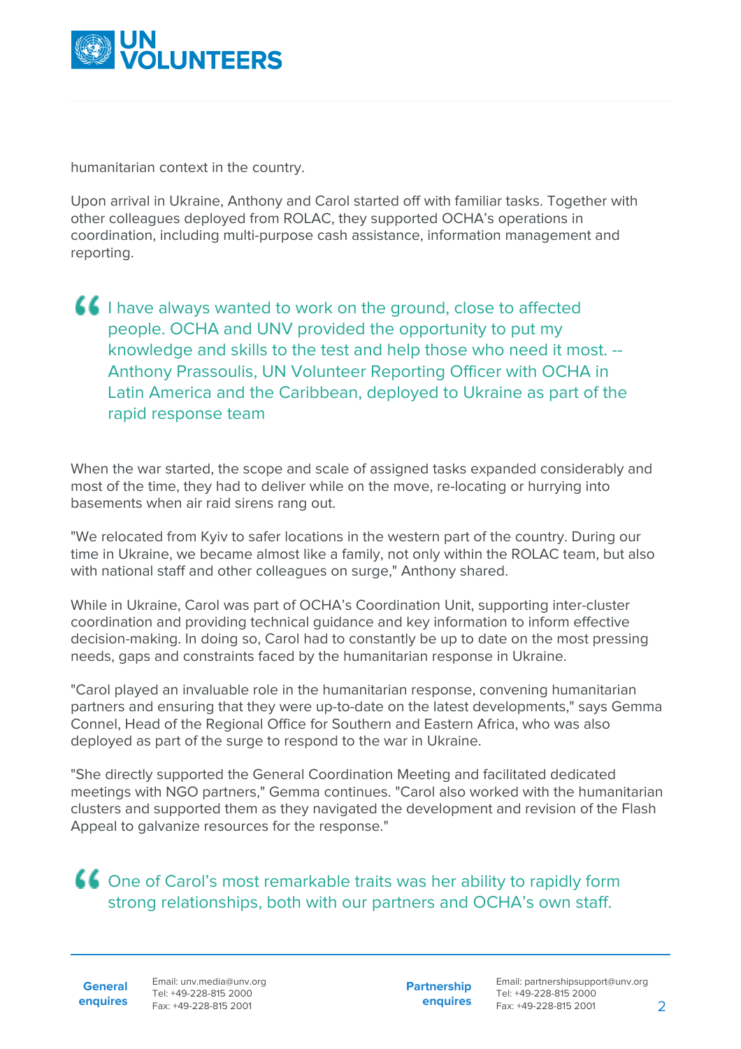humanitarian context in the country.

Upon arrival in Ukraine, Anthony and Carol started off with familiar tasks. Together with other colleagues deployed from ROLAC, they supported OCHA's operations in coordination, including multi-purpose cash assistance, information management and reporting.

> I have always wanted to work on the ground, close to affected people. OCHA and UNV provided the opportunity to put my knowledge and skills to the test and help those who need it most. -- Anthony Prassoulis, UN Volunteer Reporting Officer with OCHA in Latin America and the Caribbean, deployed to Ukraine as part of the rapid response team

When the war started, the scope and scale of assigned tasks expanded considerably and most of the time, they had to deliver while on the move, re-locating or hurrying into basements when air raid sirens rang out.

"We relocated from Kyiv to safer locations in the western part of the country. During our time in Ukraine, we became almost like a family, not only within the ROLAC team, but also with national staff and other colleagues on surge," Anthony shared.

While in Ukraine, Carol was part of OCHA's Coordination Unit, supporting inter-cluster coordination and providing technical guidance and key information to inform effective decision-making. In doing so, Carol had to constantly be up to date on the most pressing needs, gaps and constraints faced by the humanitarian response in Ukraine.

"Carol played an invaluable role in the humanitarian response, convening humanitarian partners and ensuring that they were up-to-date on the latest developments," says Gemma Connel, Head of the Regional Office for Southern and Eastern Africa, who was also deployed as part of the surge to respond to the war in Ukraine.

"She directly supported the General Coordination Meeting and facilitated dedicated meetings with NGO partners," Gemma continues. "Carol also worked with the humanitarian clusters and supported them as they navigated the development and revision of the Flash Appeal to galvanize resources for the response."

> One of Carol's most remarkable traits was her ability to rapidly form strong relationships, both with our partners and OCHA's own staff.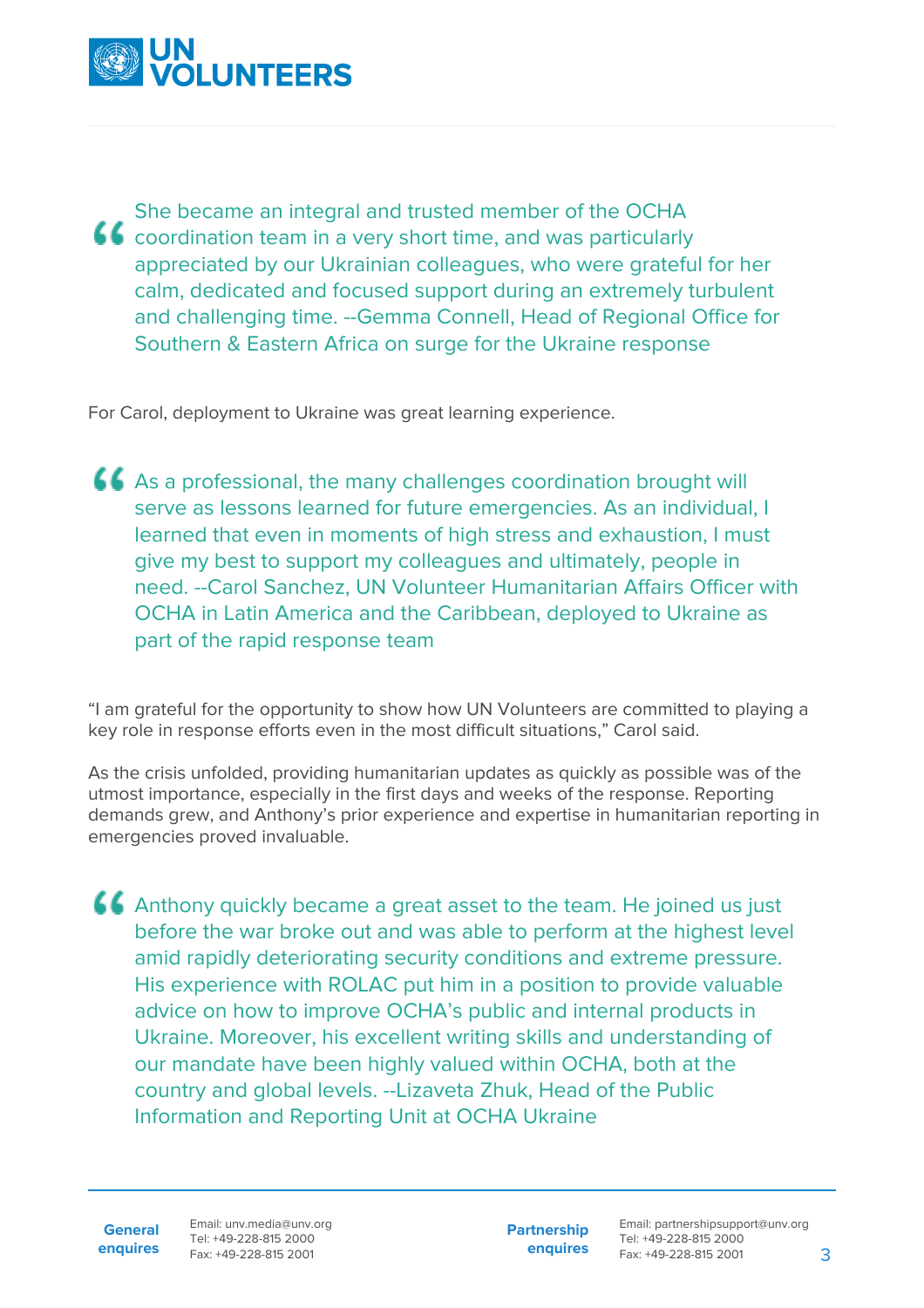> She became an integral and trusted member of the OCHA coordination team in a very short time, and was particularly appreciated by our Ukrainian colleagues, who were grateful for her calm, dedicated and focused support during an extremely turbulent and challenging time. --Gemma Connell, Head of Regional Office for Southern & Eastern Africa on surge for the Ukraine response

For Carol, deployment to Ukraine was great learning experience.

> As a professional, the many challenges coordination brought will serve as lessons learned for future emergencies. As an individual, I learned that even in moments of high stress and exhaustion, I must give my best to support my colleagues and ultimately, people in need. --Carol Sanchez, UN Volunteer Humanitarian Affairs Officer with OCHA in Latin America and the Caribbean, deployed to Ukraine as part of the rapid response team

"I am grateful for the opportunity to show how UN Volunteers are committed to playing a key role in response efforts even in the most difficult situations," Carol said.

As the crisis unfolded, providing humanitarian updates as quickly as possible was of the utmost importance, especially in the first days and weeks of the response. Reporting demands grew, and Anthony's prior experience and expertise in humanitarian reporting in emergencies proved invaluable.

> Anthony quickly became a great asset to the team. He joined us just before the war broke out and was able to perform at the highest level amid rapidly deteriorating security conditions and extreme pressure. His experience with ROLAC put him in a position to provide valuable advice on how to improve OCHA's public and internal products in Ukraine. Moreover, his excellent writing skills and understanding of our mandate have been highly valued within OCHA, both at the country and global levels. --Lizaveta Zhuk, Head of the Public Information and Reporting Unit at OCHA Ukraine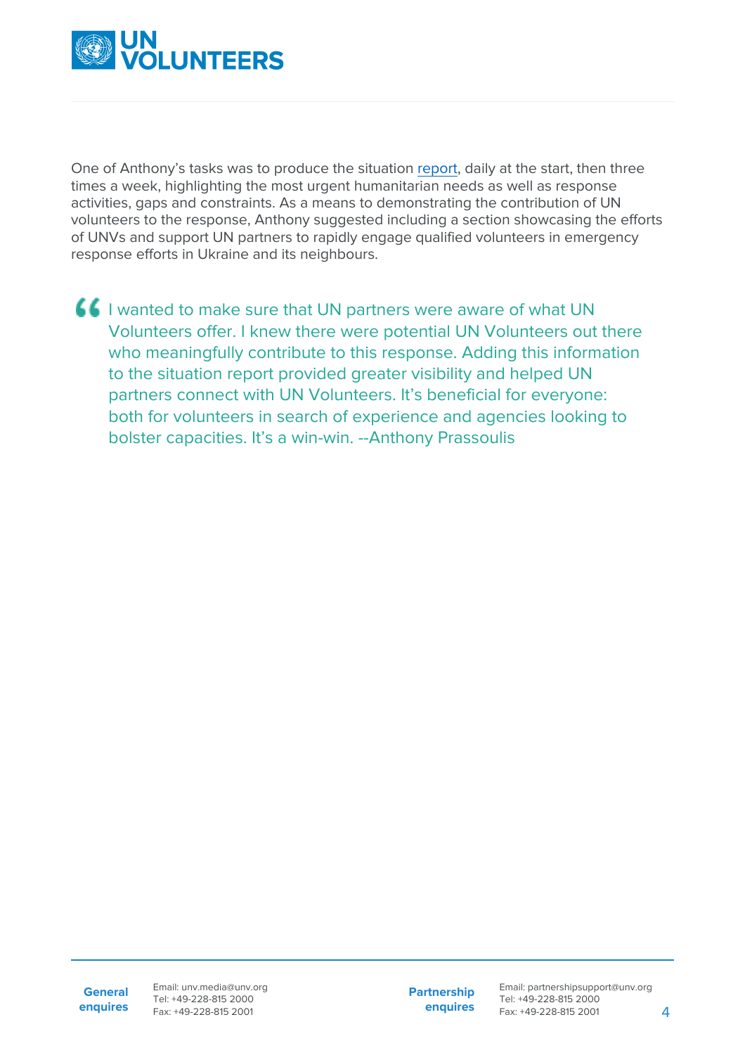One of Anthony's tasks was to produce the situation report, daily at the start, then three times a week, highlighting the most urgent humanitarian needs as well as response activities, gaps and constraints. As a means to demonstrating the contribution of UN volunteers to the response, Anthony suggested including a section showcasing the efforts of UNVs and support UN partners to rapidly engage qualified volunteers in emergency response efforts in Ukraine and its neighbours.

> I wanted to make sure that UN partners were aware of what UN Volunteers offer. I knew there were potential UN Volunteers out there who meaningfully contribute to this response. Adding this information to the situation report provided greater visibility and helped UN partners connect with UN Volunteers. It's beneficial for everyone: both for volunteers in search of experience and agencies looking to bolster capacities. It's a win-win. --Anthony Prassoulis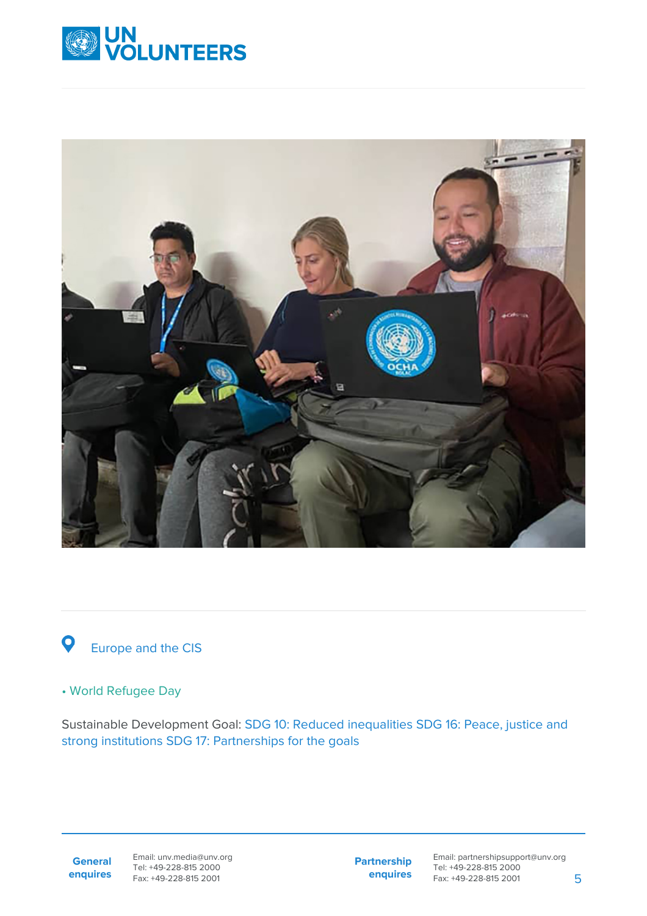Europe and the CIS

- World Refugee Day

Sustainable Development Goal: SDG 10: Reduced inequalities SDG 16: Peace, justice and strong institutions SDG 17: Partnerships for the goals

**General enquiries**

Email: unv.media@unv.org
Tel: +49-228-815 2000
Fax: +49-228-815 2001

**Partnership enquires**

Email: partnershipsupport@unv.org
Tel: +49-228-815 2000
Fax: +49-228-815 2001